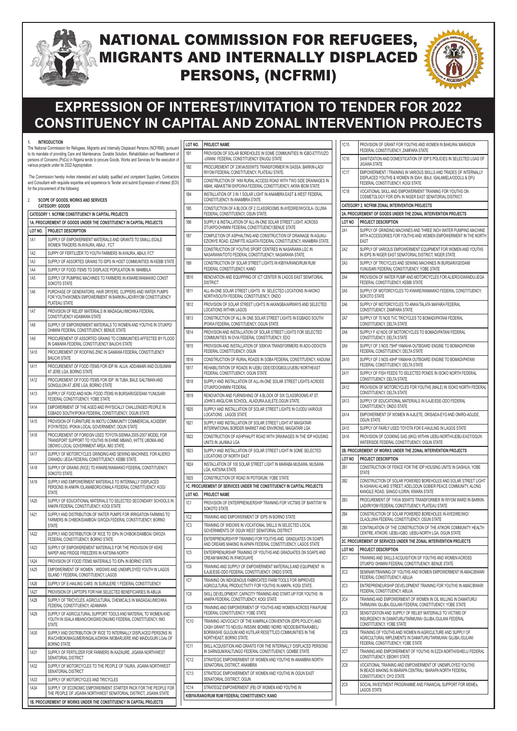# NATIONAL COMMISSION FOR REFUGEES, MIGRANTS AND INTERNALLY DISPLACED PERSONS, (NCFRMI)

# EXPRESSION OF INTEREST/INVITATION TO TENDER FOR 2022 CONSTITUENCY IN CAPITAL AND ZONAL INTERVENTION PROJECTS

## 1. INTRODUCTION

The National Commission for Refugees, Migrants and Internally Displaced Persons (NCFRMI), pursuant to its mandate of providing Care and Maintenance, Durable Solution, Rehabilitation and Resettlement of persons of Concerns (PoCs) in Nigeria tends to procure Goods, Works and Services for the execution of various projects under its 2022 Appropriation.

The Commission hereby invites interested and suitably qualified and competent Suppliers, Contractors and Consultant with requisite expertise and experience to Tender and submit Expression of Interest (EOI) for the procurement of the following:

## 2. SCOPE OF GOODS, WORKS AND SERVICES

CATEGORY: GOODS

**CATEGORY 1. NCFRMI CONSTITUENCY IN CAPITAL PROJECTS**

**1A. PROCUREMENT OF GOODS UNDER THE CONSTITUENCY IN CAPITAL PROJECTS**

| LOT NO. | PROJECT DESCRIPTION |
|---|---|
| 1A1 | SUPPLY OF EMPOWERMENT MATERIALS AND GRANTS TO SMALL-SCALE WOMEN TRADERS IN AYAURA, ABAJI , FCT |
| 1A2 | SUPPY OF FERTILIZER TO YOUTH FARMERS IN AYAURA, ABAJI, FCT |
| 1A3 | SUPPLY OF ASSORTED GRAINS TO IDPS IN HOST COMMUNITIES IN KEBBI STATE |
| 1A4 | SUPPLY OF FOOD ITEMS TO DISPLACE POPULATION IN MAMBILA |
| 1A5 | SUPPLY OF PUMPING MACHINES TO FARMERS IN KWARE/WAMAKKO CONST SOKOTO STATE |
| 1A6 | PURCHASE OF GENERATORS, HAIR DRYERS, CLIPPERS AND WATER PUMPS FOR YOUTH/WOMEN EMPOWERMENT IN BARKIN-LADI/RIYOM CONSTITUENCY PLATEAU STATE |
| 1A7 | PROVISION OF RELIEF MATERIALS IN MADAGALI/MICHIKA FEDERAL CONSTITUENCY ADAMAWA STATE |
| 1A8 | SUPPLY OF EMPOWERMENT MATERIALS TO WOMEN AND YOUTHS IN OTUKPO/ OHIMINI FEDERAL CONSTITUENCY, BENUE STATE |
| 1A9 | PROCUREMENT OF ASSORTED GRAINS TO COMMUNITIES AFFECTED BY FLOOD IN GAMAWA FEDERAL CONSTITUENCY BAUCHI STATE |
| 1A10 | PROCUREMENT OF ROOFING ZINC IN GAMAWA FEDERAL CONSTITUENCY BAUCHI STATE |
| 1A11 | PROCUREMENT OF FOOD ITEMS FOR IDP IN ALUA, ADDAMARI AND DUSUMAN AT JERE LGA, BORNO STATE |
| 1A12 | PROCUREMENT OF FOOD ITEMS FOR IDP IN TUBA, BALE GALTIMAN AND GONGULON AT JERE LGA, BORNO STATE |
| 1A13 | SUPPLY OF FOOD AND NON- FOOD ITEMS IN BURSARI/GEIDAM /YUNUSARI FEDERAL CONSTITUENCY, YOBE STATE |
| 1A14 | EMPOWERMENT OF THE AGED AND PHYSICALLY CHALLENGED PEOPLE IN EGBADO SOUTH/IPOKIA FEDERAL CONSTITUENCY, OGUN STATE |
| 1A15 | PROVISION OF FURNITURE IN IMOTU COMMUNITY COMMERCIAL ACADEMY, IFOYINTEDO, IPOKIA LOCAL GOVERNMENT, OGUN STATE |
| 1A16 | PROCUREMENT OF FOREIGN USED TOYOTA SIENNA 2005-2007 MODEL FOR TRANSPORT SUPPORT TO YOUTHS IN EHIME MBANO, IHITTE UBOMA AND OBOWO LOCAL GOVERNMENT AREA, IMO STATE. |
| 1A17 | SUPPLY OF MOTORCYCLES GRINDING AND SEWING MACHINES, FOR ALIERO/ GWANDU /JEGA FEDERAL CONSTITUENCY, KEBBI STATE. |
| 1A18 | SUPPLY OF GRAINS (RICE) TO KWARE/WAMAKKO FEDERAL CONSTITUENCY, SOKOTO STATE. |
| 1A19 | SUPPLY AND EMPOWERMENT MATERIALS TO INTERNALLY DISPLACED PERSONS IN ANKPA /OLAMABORO/OMALA FEDERAL CONSTITUENCY, KOGI STATE |
| 1A20 | SUPPLY OF EDUCATIONAL MATERIALS TO SELECTED SECONDARY SCHOOLS IN ANKPA FEDERAL CONSTITUENCY, KOGI STATE |
| 1A21 | SUPPLY AND DISTRIBUTION OF WATER PUMPS FOR IRRIGATION FARMING TO FARMERS IN CHIBOK/DAMBOA/ GWOZA FEDERAL CONSTITUENCY, BORNO STATE |
| 1A22 | SUPPLY AND DISTRIBUTION OF RICE TO IDPs IN CHIBOK/DAMBOA/ GWOZA FEDERAL CONSTITUENCY, BORNO STATE |
| 1A23 | SUPPLY OF EMPOWERMENT MATERIALS FOR THE PROVISION OF KEKE NAPEP AND FRIDGE FREEZERS IN KATSINA NORTH |
| 1A24 | PROVISION OF FOOD ITEMS MATERIALS TO IDPs IN BORNO STATE |
| 1A25 | EMPOWERMENT OF WOMEN , WIDOWS AND UNEMPLOYED YOUTH IN LAGOS ISLAND 1 FEDERAL CONSTITUENCY, LAGOS |
| 1A26 | SUPPLY OF E-HAULING CARS IN SURULERE 1 FEDERAL CONSTITUENCY |
| 1A27 | PROVISION OF LAPTOPS FOR HAK SELECTED BENEFICIARIES IN ABUJA |
| 1A28 | SUPPLY OF TRICYCLES, AGRICULTURAL CHEMICALS IN MADAGALI/MICHIKA FEDERAL CONSTITUENCY, ADAMAWA |
| 1A29 | SUPPLY OF AGRICULTURAL SUPPORT TOOLS AND MATERIAL TO WOMEN AND YOUTH IN ISIALA MBANO/OKIGWE/ONUIMO FEDERAL CONSTITUENCY, IMO STATE |
| 1A30 | SUPPLY AND DISTRIBUTION OF RICE TO INTERNALLY DISPLACED PERSONS IN IRA/CHIBOK/MAGUMERI/NGALA/DIKWA /MOBAR/JERE AND MAIDUGURI LGAs OF BORNO STATE |
| 1A31 | SUPPLY OF FERTILIZER FOR FARMERS IN KAZAURE, JIGAWA NORTHWEST SENATORIAL DISTRICT |
| 1A32 | SUPPLY OF MOTORCYCLES TO THE PEOPLE OF TAURA, JIGAWA NORTHWEST SENATORIAL DISTRICT |
| 1A33 | SUPPLY OF MOTORCYCLES AND TRICYCLES |
| 1A34 | SUPPLY OF ECONOMIC EMPOWERMENT STARTER PACK FOR THE PEOPLE FOR THE PEOPLE OF JIGAWA NORTHWEST SENATORIAL DISTRICT, JIGAWA STATE |

**1B. PROCUREMENT OF WORKS UNDER THE CONSTITUENCY IN CAPITAL PROJECTS**

| LOT NO. | PROJECT NAME |
|---|---|
| 1B1 | PROVISION OF SOLAR BOREHOLES IN SOME COMMUNITIES IN IGBO-ETITI/UZO -UWANI FEDERAL CONSTITUENCY ENUGU STATE |
| 1B2 | PROCUREMENT OF 33KVA/500WTS TRANSFORMER IN GASSA, BARKIN-LADI/ RIYOM FEDERAL CONSTITUENCY, PLATEAU STATE. |
| 1B3 | CONSTRUCTION OF 1KM RURAL ACCESS ROAD WITH TWO SIDE DRAINAGES IN ABAK, ABAK/ETIM EKPO/IKA FEDERAL CONSTITUENCY, AKWA IBOM STATE |
| 1B4 | INSTALLATION OF 3 IN 1 SOLAR LIGHT IN ANAMBRA EAST & WEST FEDERAL CONSTITUENCY IN ANAMBRA STATE. |
| 1B5 | CONSTUCTION OF A BLOCK OF 2 CLASSROOMS IN AYEDIRE/IWO/OLA- OLUWA FEDERAL CONSTITUENCY, OSUN STATE. |
| 1B6 | SUPPLY & INSTALLATION OF ALL-IN-ONE SOLAR STREET LIGHT, ACROSS OTUKPO/OHIMINI FEDERAL CONSTITUENCY,BENUE STATE |
| 1B7 | COMPLETION OF ASPHALTING AND CONSTRUCTION OF DRAINAGE IN AGUKU- EZIONYE ROAD, EZINIFITE AGUATA FEDERAL CONSTITUENCY, ANAMBRA STATE. |
| 1B8 | CONSTRUCTION OF YOUTHS SPORT CENTRES IN NASARAWA LGC IN NASARAWA/TOTO FEDERAL CONSTITUENCY, NASARAWA STATE. |
| 1B9 | CONSTRUCTION OF SOLAR STREET LIGHTS IN KIBIYA/RANO/RUM RUM FEDERAL CONSTITUENCY, KANO |
| 1B10 | RENOVATION AND EQUIPPING OF ICT CENTER IN LAGOS EAST SENATORIAL DISTRICT |
| 1B11 | ALL-IN-ONE SOLAR STREET LIGHTS IN SELECTED LOCATIONS IN AKOKO NORTH/SOUTH FEDERAL CONSTITUENCY, ONDO |
| 1B12 | PROVISION OF SOLAR STREET LIGHTS IN AKANGBA/AIRWAYS AND SELECTED LOCATIONS WITHIN LAGOS |
| 1B13 | CONSTRUCTION OF ALL IN ONE SOLAR STREET LIGHTS IN EGBADO SOUTH/ IPOKIA FEDERAL CONSTITUENCY, OGUN STATE |
| 1B14 | PROVISION AND INSTALLATION OF SOLAR STREET LIGHTS FOR SELECTED COMMUNITIES IN OVIA FEDERAL CONSTITUENCY, EDO |
| 1B15 | PROVISION AND INSTALLATION OF 500KVA TRANSFORMERS IN ADO-ODO/OTA FEDERAL CONSTITUENCY, OGUN |
| 1B16 | CONSTRUCTION OF RURAL ROADS IN SOBA FEDERAL CONSTITUENCY, KADUNA |
| 1B17 | REHABILITATION OF ROADS IN IJEBU ODE/ODOGBOLU/IJEBU NORTHEAST FEDERAL CONSTITUENCY, OGUN STATE |
| 1B18 | SUPPLY AND INSTALLATION OF ALL-IN-ONE SOLAR STREET LIGHTS ACROSS OTUKPO/OHIMINI FEDERAL |
| 1B19 | RENOVATION AND FURNISHING OF A BLOCK OF SIX CLASSROOMS AT ST. JOHN'S ANGLICAN SCHOOL, ALADURA,AJILETE,OGUN STATE. |
| 1B20 | SUPPLY AND INSTALLATION OF SOLAR STREET LIGHTS IN OJODU VARIOUS LOCATIONS , LAGOS STATE |
| 1B21 | SUPPLY AND INSTALLATION OF SOLAR STREET LIGHT AT MAIGATARI INTERNATIONAL BORDER MARKET AND ENVIRONS, MAIGATARI LGA |
| 1B22 | CONSTRUCTION OF ASHPHALPT ROAD WITH DRAINAGES IN THE IDP HOUSING UNITS IN JAJIMAJI LGA |
| 1B23 | SUPPLY AND INSTALLATION OF SOLAR STREET LIGHT IN SOME SELECTED LOCATIONS OF NORTH EAST |
| 1B24 | INSTALLATION OF 100 SOLAR STREET LIGHT IN MARABA MUSAWA, MUSAWA LGA, KATSINA STATE |
| 1B25 | CONSTRUCTION OF ROAD IN POTISKUM, YOBE STATE |

**1C. PROCUREMENT OF SERVICES UNDER THE CONSTITUENCY IN CAPITAL PROJECTS**

| LOT NO. | PROJECT NAME |
|---|---|
| 1C1 | PROVISION OF ENTERPRENEURSHIP TRAINING FOR VICTIMS OF BANTITAY IN SOKOTO STATE |
| 1C2 | TRAINING AND EMPOWERMENT OF IDPS IN BORNO STATE |
| 1C3 | TRAINING OF WIDOWS IN VOCATIONAL SKILLS IN SELECTED LOCAL GOVERNMENTS OF OGUN WEST SENATORIAL DISTRICT |
| 1C4 | ENTERPRENURSHYIP TRAINING FOR YOUTHS AND GRADUATES ON SOAPS AND CREAMS MAKING IN APAPA FEDERAL CONSTITUENCY, LAGOS STATE |
| 1C5 | ENTERPRENURSHIP TRAINING OF YOUTHS AND GRADUATES ON SOAPS AND CREAM MAKING IN IFAKO/IJAYE |
| 1C6 | TRAINING AND SUPPLY OF EMPOWERMENT MATERIALS AND EQUIPMENT IN ILAJE/ESE-ODO FEDERAL CONSTITUENCY, ONDO STATE |
| 1C7 | TRAINING ON INDIGENOUS FABRICATED FARM TOOLS FOR IMPROVED AGRICULTURAL PRODUCTIVITY FOR YOUTHS IN ANKPA, KOGI STATE. |
| 1C8 | SKILL DEVELOPMENT, CAPACITY TRAINING AND START-UP FOR YOUTHS IN ANKPA FEDERAL CONSTITUENCY, KOGI STATE |
| 1C9 | TRAINING AND EMPOWERMENT OF YOUTHS AND WOMEN ACROSS FIKA/FUNE FEDERAL CONSTITUENCY, YOBE STATE |
| 1C10 | TRAINING /ADVOCACY OF THE KAMPALA CONVENTION (IDPS POLICY) AND CASH GRANT TO NDUSU /NISSINI /BOMBE/ NDIRE/ NDODE/BATRA/KABEL/ BORWASHE GULGUM AND KUTILAR RESETTLED COMMUNITIES IN THE NORTHEAST, BORNO STATE. |
| 1C11 | SKILL ACQUISITION AND GRANTS FOR THE INTERNALLY DISPLACED PERSONS IN SARNGUM/KALTUNGO FEDERAL CONSTITUENCY, GOMBE STATE |
| 1C12 | STRATEGIC EMPOWERMENT OF WOMEN AND YOUTHS IN ANAMBRA NORTH SENATORIAL DISTRICT, ANAMBRA |
| 1C13 | STRATEGIC EMPOWERMENT OF WOMEN AND YOUTHS IN OGUN EAST SENATORIAL DISTRICT, OGUN |
| 1C14 | STRATEGIZ EMPOWERMENT (FB) OF WOMEN AND YOUTHS IN KIBIYA/RANO/RUM RUM FEDERAL CONSTITUENCY, KANO |
| 1C15 | PROVISION OF GRANT FOR YOUTHS AND WOMEN IN BAKURA/ MARADUN FEDERAL CONSTITUENCY, ZAMFARA STATE |
| 1C16 | SANITIZATION AND DOMESTICATION OF IDP'S POLICIES IN SELECTED LGAS OF JIGAWA STATE |
| 1C17 | EMPOWERMENT / TRAINING IN VARIOUS SKILLS AND TRADES OF INTERNALLY DISPLACED YOUTHS & WOMEN IN IDAH, IBAJI, IGALAMELA/ODOLU & OFU FEDERAL CONSTITUENCY, KOGI STATE |
| 1C18 | VOCATIONAL SKILL AND EMPOWERMENT TRAINING FOR YOUTHS ON COSMETOLOGY FOR IDPs IN NIGER EAST SENATORIAL DISTRICT. |

**CATEGORY 2. NCFRMI ZONAL INTERVENTION PROJECTS**

**2A. PROCUREMENT OF GOODS UNDER THE ZONAL INTERVENTION PROJECTS**

| LOT NO | PROJECT DESCRIPTION |
|---|---|
| 2A1 | SUPPLY OF GRINDING MACHINES AND THREE INCH WATER PUMPING MACHINE WITH ACCESSORIES FOR YOUTHS AND WOMEN EMPOWERMENT IN THE NORTH EAST |
| 2A2 | SUPPLY OF VARIOUS EMPOWERMENT EQUIPMENT FOR WOMEN AND YOUTHS IN IDPS IN NIGER EAST SENATORIAL DISTRICT, NIGER STATE |
| 2A3 | SUPPLY OF TRICYCLES AND SEWING MACHINES IN BURSARI/GEIDAM/ YUNUSARI FEDERAL CONSTITUENCY, YOBE STATE |
| 2A4 | PROVISION OF WATER PUMP AND MOTORCYCLES FOR ALIERO/GWANDU/JEGA FEDERAL CONSTITUENCY, KEBBI STATE |
| 2A5 | SUPPLY OF MOTORCYCLES TO KWARE/WAMAKKO FEDERAL CONSTITUENCY, SOKOTO STATE |
| 2A6 | SUPPLY OF MOTORCYCLES TO ANKA/TALATA MAFARA FEDERAL CONSTITUENCY, ZAMFARA STATE |
| 2A7 | SUPPLY OF 70 NOS TVC TRICYCLES TO BOMADI/PATANI FEDERAL CONSTITUENCY, DELTA STATE |
| 2A8 | SUPPLY F 42 NOS OF MOTORCYCLES TO BOMADI/PATANI FEDERAL CONSTITUENCY, DELTA STATE |
| 2A9 | SUPPLY OF 3 NOS 75HP YAMAHA OUTBOARD ENGINE TO BOMADI/PATANI FEDERAL CONSTITUENCY, DELTA STATE |
| 2A10 | SUPPLY OF 3 NOS 40HP YAMAHA OUTBOARD ENGINE TO BOMADI/PATANI FEDERAL CONSTITUENCY, DELTA STATE |
| 2A11 | SUPPLY OF FISH FEEDS TO SELECTED PONDS IN ISOKO NORTH FEDERAL CONSTITUENCY, DELTA STATE |
| 2A12 | PROVISION OF MOTORCYCLES FOR YOUTHS (MALE) IN ISOKO NORTH FEDERAL CONSTITUENCY, DELTA STATE |
| 2A13 | SUPPLY OF EDUCATIONAL MATERIALS IN ILAJE/ESE-ODO FEDERAL CONSTITUENCY, ONDO STATE |
| 2A14 | EMPOWERMENT OF WOMEN IN AJILETE, ORISADA-EYO AND ONIRO-AGUDE, OGUN STATE |
| 2A15 | SUPPLY OF FAIRLY USED TOYOTA FOR E-HAULING IN LAGOS STATE |
| 2A16 | PROVISION OF COOKING GAS (6KG) WITHIN IJEBU-NORTH/IJEBU-EAST/OGUN WATERSIDE FEDERAL CONSTITUENCY, OGUN STATE |

**2B. PROCUREMENT OF WORKS UNDER THE ZONAL INTERVENTION PROJECTS**

| LOT NO | PROJECT DESCRIPTION |
|---|---|
| 2B1 | CONSTRUCTION OF FENCE FOR THE IDP HOUSING UNITS IN GASHUA, YOBE STATE |
| 2B2 | CONSTRUCTION OF SOLAR POWERED BOREHOLES AND SOLAR STREET LIGHT IN ASHIAHU ALAKE STREET, ADELODUN GOBIER PEACE COMMUNITY, ALONG KANGILE ROAD, SANGO ILORIN, KWARA STATE |
| 2B3 | PROCUREMENT OF 11KVA 500WTS TRANSFORMER IN RIYOM WARD IN BARKIN-LADI/RIYOM FEDERAL CONSTITUENCY, PLATEAU STATE |
| 2B4 | CONSTRUCTION OF SOLAR POWERED BOREHOLES IN AYEDIRE/IWO/ OLAOLUWA FEDERAL CONSTITUENCY, OSUN STATE |
| 2B5 | CONTINUATION OF THE CONSTRUCTION OF THE ATIKORI COMMUNITY HEALTH CENTRE, ATIKORI, IJEBU-IGBO, IJEBU-NORTH LGA, OGUN STATE |

**2C. PROCUREMENT OF SERVICES UNDER THE ZONAL INTERVENTION PROJECTS**

| LOT NO | PROJECT DESCRIPTION |
|---|---|
| 2C1 | TRAINING AND SKILLS ACQUISITION OF YOUTHS AND WOMEN ACROSS OTUKPO/ OHIMINI FEDERAL CONSTITUENCY, BENUE STATE |
| 2C2 | SEMINAR/TRAINING OF YOUTHS AND WOMEN EMPOWERMENT IN AMAC/BWARI FEDERAL CONSTITUENCY, ABUJA |
| 2C3 | ENTREPRENEURSHIP DEVELOPMENT TRAINING FOR YOUTHS IN AMAC/BWARI FEDERAL CONSTITUENCY, ABUJA. |
| 2C4 | TRAINING AND EMPOWERMENT OF WOMEN IN OIL MILLING IN DAMATURU/ TARMUWA/ GUJBA,/GULANI FEDERAL CONSTITUENCY, YOBE STATE |
| 2C5 | SENSITIZATION AND SUPPLY OF RELIEF MATERIALS TO VICTIMS OF INSURGENCY IN DAMATURU/TARMUWA/ GUJBA,/GULANI FEDERAL CONSTITUENCY, YOBE STATE |
| 2C6 | TRAINING OF YOUTHS AND WOMEN IN AGRICULTURE AND SUPPLY OF AGRICULTURAL IMPLEMENTS IN DAMATURU/TARMUWA/ GUJBA,/GULANI FEDERAL CONSTITUENCY, YOBE STATE |
| 2C7 | TRAINING AND EMPOWERMENT OF YOUTHS IN EZZA NORTH/ISHIELU FEDERAL CONSTITUENCY, EBONYI STATE |
| 2C8 | VOCATIONAL TRAINING AND EMPOWERMENT OF UNEMPLOYED YOUTHS IN BEADS MAKING IN IBARAPA CENTRAL/ IBARAPA NORTH FEDERAL CONSTITUENCY, OYO STATE |
| 2C9 | SOCIAL INVESTMENT PROGRAMME AND FINANCIAL SUPPORT FOR MSMEs, LAGOS STATE |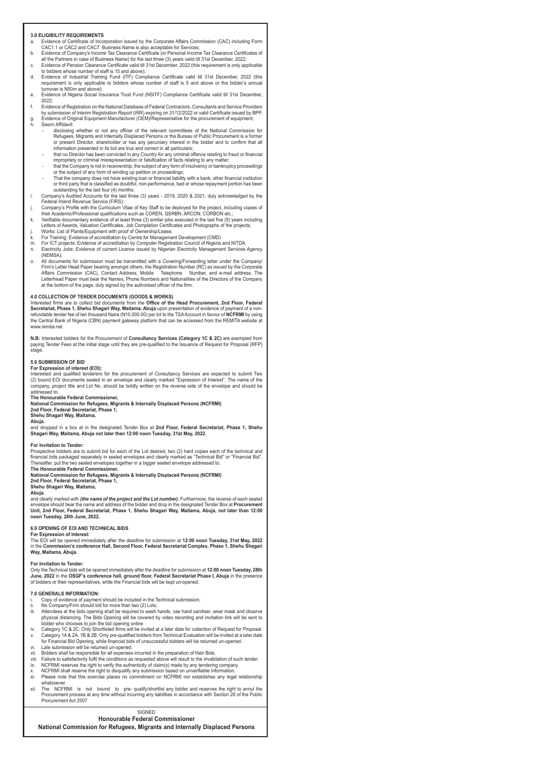### 3.0 ELIGIBILITY REQUIREMENTS

a. Evidence of Certificate of Incorporation issued by the Corporate Affairs Commission (CAC) including Form CAC1.1 or CAC2 and CAC7. Business Name is also acceptable for Services;
b. Evidence of Company's Income Tax Clearance Certificate (or Personal Income Tax Clearance Certificates of all the Partners in case of Business Name) for the last three (3) years valid till 31st December, 2022;
c. Evidence of Pension Clearance Certificate valid till 31st December, 2022 (this requirement is only applicable to bidders whose number of staff is 15 and above);
d. Evidence of Industrial Training Fund (ITF) Compliance Certificate valid till 31st December, 2022 (this requirement is only applicable to bidders whose number of staff is 5 and above or the bidder's annual turnover is N50m and above);
e. Evidence of Nigeria Social Insurance Trust Fund (NSITF) Compliance Certificate valid till 31st December, 2022;
f. Evidence of Registration on the National Database of Federal Contractors, Consultants and Service Providers by submission of Interim Registration Report (IRR) expiring on 31/12/2022 or valid Certificate issued by BPP.
g. Evidence of Original Equipment Manufacturer (OEM)/Representative for the procurement of equipment;
h. Sworn Affidavit:
   - disclosing whether or not any officer of the relevant committees of the National Commission for Refugees, Migrants and Internally Displaced Persons or the Bureau of Public Procurement is a former or present Director, shareholder or has any pecuniary interest in the bidder and to confirm that all information presented in its bid are true and correct in all particulars;
   - that no Director has been convicted in any Country for any criminal offence relating to fraud or financial impropriety or criminal misrepresentation or falsification of facts relating to any matter;
   - that the Company is not in receivership, the subject of any form of insolvency or bankruptcy proceedings or the subject of any form of winding up petition or proceedings;
   - That the company does not have existing loan or financial liability with a bank, other financial institution or third party that is classified as doubtful, non-performance, bad or whose repayment portion has been outstanding for the last four (4) months;
i. Company's Audited Accounts for the last three (3) years - 2019, 2020 & 2021, duly acknowledged by the Federal Inland Revenue Service (FIRS);
j. Company's Profile with the Curriculum Vitae of Key Staff to be deployed for the project, including copies of their Academic/Professional qualifications such as COREN, QSRBN, ARCON, CORBON etc.;
k. Verifiable documentary evidence of at least three (3) similar jobs executed in the last five (5) years including Letters of Awards, Valuation Certificates, Job Completion Certificates and Photographs of the projects;
j. Works: List of Plants/Equipment with proof of Ownership/Lease;
k. For Training: Evidence of accreditation by Centre for Management Development (CMD)
m. For ICT projects: Evidence of accreditation by Computer Registration Council of Nigeria and NITDA.
n. Electricity Jobs: Evidence of current Licence issued by Nigerian Electricity Management Services Agency (NEMSA);
o. All documents for submission must be transmitted with a Covering/Forwarding letter under the Company/ Firm's Letter Head Paper bearing amongst others, the Registration Number (RC) as issued by the Corporate Affairs Commission (CAC), Contact Address, Mobile Telephone Number, and e-mail address. The Letterhead Paper must bear the Names, Phone Numbers and Nationalities of the Directors of the Company at the bottom of the page, duly signed by the authorised officer of the firm.

### 4.0 COLLECTION OF TENDER DOCUMENTS (GOODS & WORKS)

Interested firms are to collect bid documents from the **Office of the Head Procurement, 2nd Floor, Federal Secretariat, Phase 1, Shehu Shagari Way, Maitama, Abuja** upon presentation of evidence of payment of a non-refundable tender fee of ten thousand Naira (N10,000.00) per lot to the TSA Account in favour of **NCFRMI** by using the Central Bank of Nigeria (CBN) payment gateway platform that can be accessed from the REMITA website at www.remita.net.

**N.B:** Interested bidders for the Procurement of **Consultancy Services (Category 1C & 2C)** are exempted from paying Tender Fees at the initial stage until they are pre-qualified to the Issuance of Request for Proposal (RFP) stage.

### 5.0 SUBMISSION OF BID

**For Expression of interest (EOI):**

Interested and qualified tenderers for the procurement of Consultancy Services are expected to submit Two (2) bound EOI documents sealed in an envelope and clearly marked "Expression of Interest". The name of the company, project title and Lot No. should be boldly written on the reverse side of the envelope and should be addressed to:

**The Honourable Federal Commissioner,**
**National Commission for Refugees, Migrants & Internally Displaced Persons (NCFRMI)**
**2nd Floor, Federal Secretariat, Phase 1,**
**Shehu Shagari Way, Maitama,**
**Abuja.**

and dropped in a box at in the designated Tender Box at **2nd Floor, Federal Secretariat, Phase 1, Shehu Shagari Way, Maitama, Abuja not later than 12:00 noon Tuesday, 31st May, 2022.**

**For Invitation to Tender:**

Prospective bidders are to submit bid for each of the Lot desired, two (2) hard copies each of the technical and financial bids packaged separately in sealed envelopes and clearly marked as "Technical Bid" or "Financial Bid". Thereafter, put the two sealed envelopes together in a bigger sealed envelope addressed to:

**The Honourable Federal Commissioner,**
**National Commission for Refugees, Migrants & Internally Displaced Persons (NCFRMI)**
**2nd Floor, Federal Secretariat, Phase 1,**
**Shehu Shagari Way, Maitama,**
**Abuja.**

and clearly marked with ***(the name of the project and the Lot number).*** Furthermore, the reverse of each sealed envelope should bear the name and address of the bidder and drop in the designated Tender Box at **Procurement Unit, 2nd Floor, Federal Secretariat, Phase 1, Shehu Shagari Way, Maitama, Abuja, not later than 12:00 noon Tuesday, 28th June, 2022.**

### 6.0 OPENING OF EOI AND TECHNICAL BIDS

**For Expression of Interest:**

The EOI will be opened immediately after the deadline for submission at **12:00 noon Tuesday, 31st May, 2022** in the **Commission's conference Hall, Second Floor, Federal Secretariat Complex, Phase 1, Shehu Shagari Way, Maitama, Abuja.**

**For Invitation to Tender:**

Only the Technical bids will be opened immediately after the deadline for submission at **12:00 noon Tuesday, 28th June, 2022** in the **OSGF's conference hall, ground floor, Federal Secretariat Phase I, Abuja** in the presence of bidders or their representatives, while the Financial bids will be kept un-opened.

### 7.0 GENERALS INFORMATION:

i. Copy of evidence of payment should be included in the Technical submission;
ii. No Company/Firm should bid for more than two (2) Lots;
iii. Attendees at the bids opening shall be required to wash hands, use hand sanitiser, wear mask and observe physical distancing. The Bids Opening will be covered by video recording and invitation link will be sent to bidder who chooses to join the bid opening online
iv. Category 1C & 2C: Only Shortlisted firms will be invited at a later date for collection of Request for Proposal.
v. Category 1A & 2A, 1B & 2B: Only pre-qualified bidders from Technical Evaluation will be invited at a later date for Financial Bid Opening, while financial bids of unsuccessful bidders will be returned un-opened.
vi. Late submission will be returned un-opened.
vii. Bidders shall be responsible for all expenses incurred in the preparation of their Bids.
viii. Failure to satisfactorily fulfil the conditions as requested above will result to the invalidation of such tender.
ix. NCFRMI reserves the right to verify the authenticity of claim(s) made by any tendering company.
x. NCFRMI shall reserve the right to disqualify any submission based on unverifiable Information.
xi. Please note that this exercise places no commitment on NCFRMI nor establishes any legal relationship whatsoever.
xii. The NCFRMI is not bound to pre- qualify/shortlist any bidder and reserves the right to annul the Procurement process at any time without incurring any liabilities in accordance with Section 28 of the Public Procurement Act 2007

SIGNED

**Honourable Federal Commissioner**

**National Commission for Refugees, Migrants and Internally Displaced Persons**